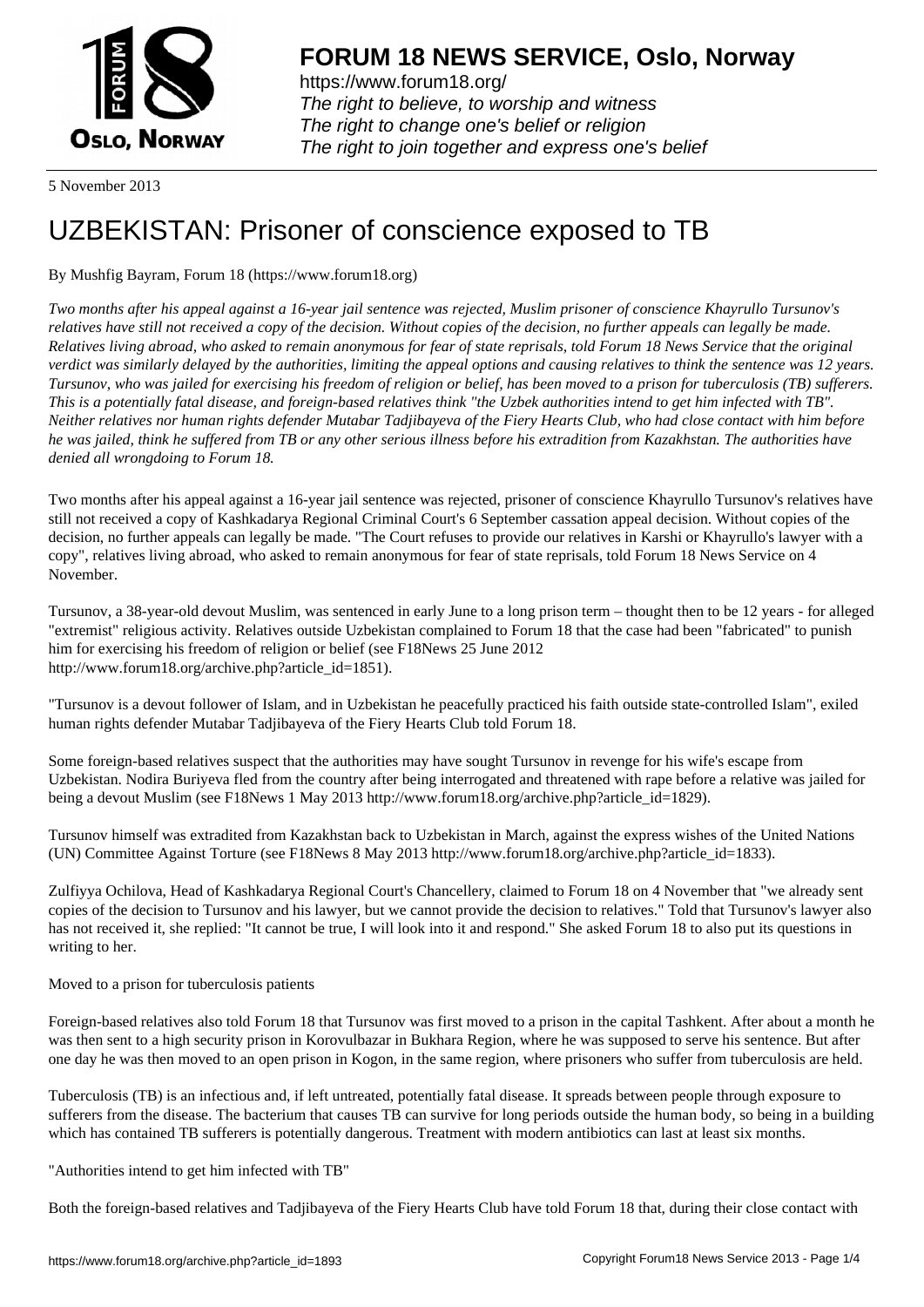**FORUM 18 NEWS SERVICE, Oslo, Norway**

https://www.forum18.org/
*The right to believe, to worship and witness*
*The right to change one's belief or religion*
*The right to join together and express one's belief*

5 November 2013

# UZBEKISTAN: Prisoner of conscience exposed to TB

By Mushfig Bayram, Forum 18 (https://www.forum18.org)

*Two months after his appeal against a 16-year jail sentence was rejected, Muslim prisoner of conscience Khayrullo Tursunov's relatives have still not received a copy of the decision. Without copies of the decision, no further appeals can legally be made. Relatives living abroad, who asked to remain anonymous for fear of state reprisals, told Forum 18 News Service that the original verdict was similarly delayed by the authorities, limiting the appeal options and causing relatives to think the sentence was 12 years. Tursunov, who was jailed for exercising his freedom of religion or belief, has been moved to a prison for tuberculosis (TB) sufferers. This is a potentially fatal disease, and foreign-based relatives think "the Uzbek authorities intend to get him infected with TB". Neither relatives nor human rights defender Mutabar Tadjibayeva of the Fiery Hearts Club, who had close contact with him before he was jailed, think he suffered from TB or any other serious illness before his extradition from Kazakhstan. The authorities have denied all wrongdoing to Forum 18.*

Two months after his appeal against a 16-year jail sentence was rejected, prisoner of conscience Khayrullo Tursunov's relatives have still not received a copy of Kashkadarya Regional Criminal Court's 6 September cassation appeal decision. Without copies of the decision, no further appeals can legally be made. "The Court refuses to provide our relatives in Karshi or Khayrullo's lawyer with a copy", relatives living abroad, who asked to remain anonymous for fear of state reprisals, told Forum 18 News Service on 4 November.

Tursunov, a 38-year-old devout Muslim, was sentenced in early June to a long prison term – thought then to be 12 years - for alleged "extremist" religious activity. Relatives outside Uzbekistan complained to Forum 18 that the case had been "fabricated" to punish him for exercising his freedom of religion or belief (see F18News 25 June 2012 http://www.forum18.org/archive.php?article_id=1851).

"Tursunov is a devout follower of Islam, and in Uzbekistan he peacefully practiced his faith outside state-controlled Islam", exiled human rights defender Mutabar Tadjibayeva of the Fiery Hearts Club told Forum 18.

Some foreign-based relatives suspect that the authorities may have sought Tursunov in revenge for his wife's escape from Uzbekistan. Nodira Buriyeva fled from the country after being interrogated and threatened with rape before a relative was jailed for being a devout Muslim (see F18News 1 May 2013 http://www.forum18.org/archive.php?article_id=1829).

Tursunov himself was extradited from Kazakhstan back to Uzbekistan in March, against the express wishes of the United Nations (UN) Committee Against Torture (see F18News 8 May 2013 http://www.forum18.org/archive.php?article_id=1833).

Zulfiyya Ochilova, Head of Kashkadarya Regional Court's Chancellery, claimed to Forum 18 on 4 November that "we already sent copies of the decision to Tursunov and his lawyer, but we cannot provide the decision to relatives." Told that Tursunov's lawyer also has not received it, she replied: "It cannot be true, I will look into it and respond." She asked Forum 18 to also put its questions in writing to her.

Moved to a prison for tuberculosis patients

Foreign-based relatives also told Forum 18 that Tursunov was first moved to a prison in the capital Tashkent. After about a month he was then sent to a high security prison in Korovulbazar in Bukhara Region, where he was supposed to serve his sentence. But after one day he was then moved to an open prison in Kogon, in the same region, where prisoners who suffer from tuberculosis are held.

Tuberculosis (TB) is an infectious and, if left untreated, potentially fatal disease. It spreads between people through exposure to sufferers from the disease. The bacterium that causes TB can survive for long periods outside the human body, so being in a building which has contained TB sufferers is potentially dangerous. Treatment with modern antibiotics can last at least six months.

"Authorities intend to get him infected with TB"

Both the foreign-based relatives and Tadjibayeva of the Fiery Hearts Club have told Forum 18 that, during their close contact with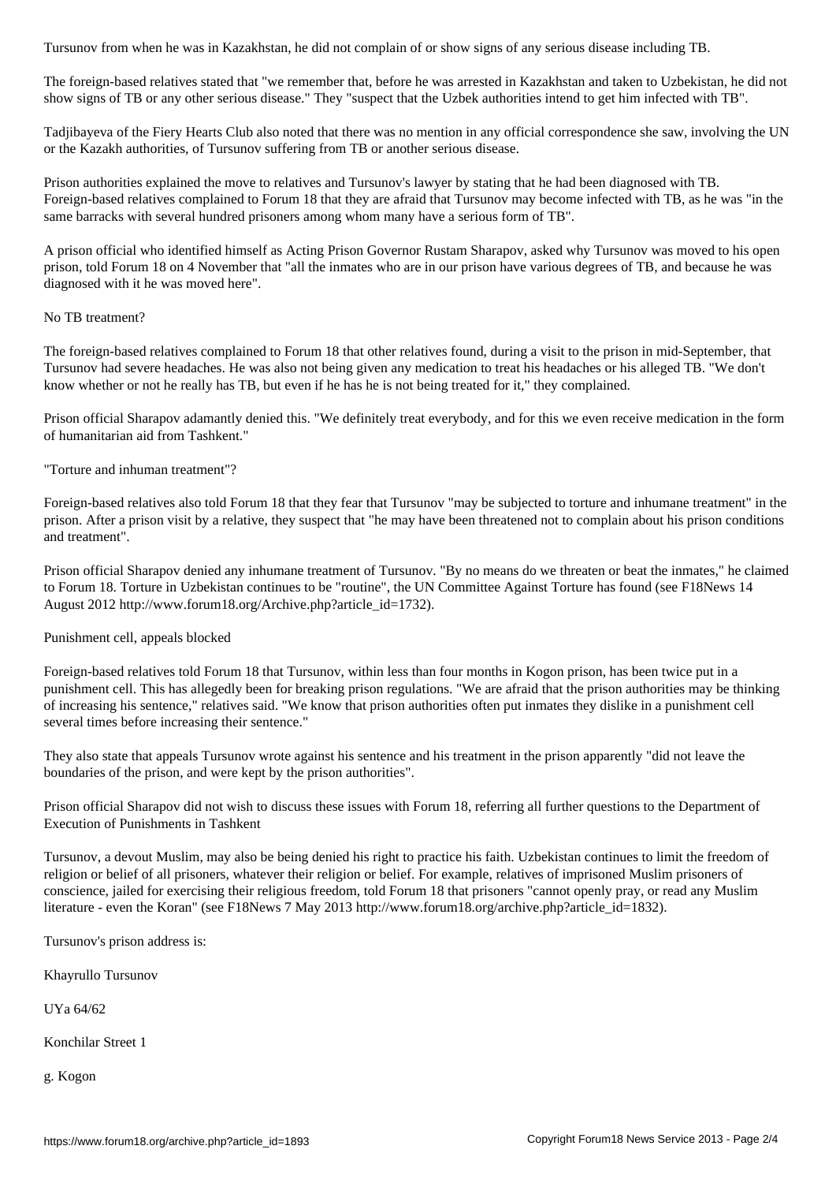Tursunov from when he was in Kazakhstan, he did not complain of or show signs of any serious disease including TB.

The foreign-based relatives stated that "we remember that, before he was arrested in Kazakhstan and taken to Uzbekistan, he did not show signs of TB or any other serious disease." They "suspect that the Uzbek authorities intend to get him infected with TB".

Tadjibayeva of the Fiery Hearts Club also noted that there was no mention in any official correspondence she saw, involving the UN or the Kazakh authorities, of Tursunov suffering from TB or another serious disease.

Prison authorities explained the move to relatives and Tursunov's lawyer by stating that he had been diagnosed with TB. Foreign-based relatives complained to Forum 18 that they are afraid that Tursunov may become infected with TB, as he was "in the same barracks with several hundred prisoners among whom many have a serious form of TB".

A prison official who identified himself as Acting Prison Governor Rustam Sharapov, asked why Tursunov was moved to his open prison, told Forum 18 on 4 November that "all the inmates who are in our prison have various degrees of TB, and because he was diagnosed with it he was moved here".

No TB treatment?

The foreign-based relatives complained to Forum 18 that other relatives found, during a visit to the prison in mid-September, that Tursunov had severe headaches. He was also not being given any medication to treat his headaches or his alleged TB. "We don't know whether or not he really has TB, but even if he has he is not being treated for it," they complained.

Prison official Sharapov adamantly denied this. "We definitely treat everybody, and for this we even receive medication in the form of humanitarian aid from Tashkent."

"Torture and inhuman treatment"?

Foreign-based relatives also told Forum 18 that they fear that Tursunov "may be subjected to torture and inhumane treatment" in the prison. After a prison visit by a relative, they suspect that "he may have been threatened not to complain about his prison conditions and treatment".

Prison official Sharapov denied any inhumane treatment of Tursunov. "By no means do we threaten or beat the inmates," he claimed to Forum 18. Torture in Uzbekistan continues to be "routine", the UN Committee Against Torture has found (see F18News 14 August 2012 http://www.forum18.org/Archive.php?article_id=1732).

Punishment cell, appeals blocked

Foreign-based relatives told Forum 18 that Tursunov, within less than four months in Kogon prison, has been twice put in a punishment cell. This has allegedly been for breaking prison regulations. "We are afraid that the prison authorities may be thinking of increasing his sentence," relatives said. "We know that prison authorities often put inmates they dislike in a punishment cell several times before increasing their sentence."

They also state that appeals Tursunov wrote against his sentence and his treatment in the prison apparently "did not leave the boundaries of the prison, and were kept by the prison authorities".

Prison official Sharapov did not wish to discuss these issues with Forum 18, referring all further questions to the Department of Execution of Punishments in Tashkent

Tursunov, a devout Muslim, may also be being denied his right to practice his faith. Uzbekistan continues to limit the freedom of religion or belief of all prisoners, whatever their religion or belief. For example, relatives of imprisoned Muslim prisoners of conscience, jailed for exercising their religious freedom, told Forum 18 that prisoners "cannot openly pray, or read any Muslim literature - even the Koran" (see F18News 7 May 2013 http://www.forum18.org/archive.php?article_id=1832).

Tursunov's prison address is:

Khayrullo Tursunov

UYa 64/62

Konchilar Street 1

g. Kogon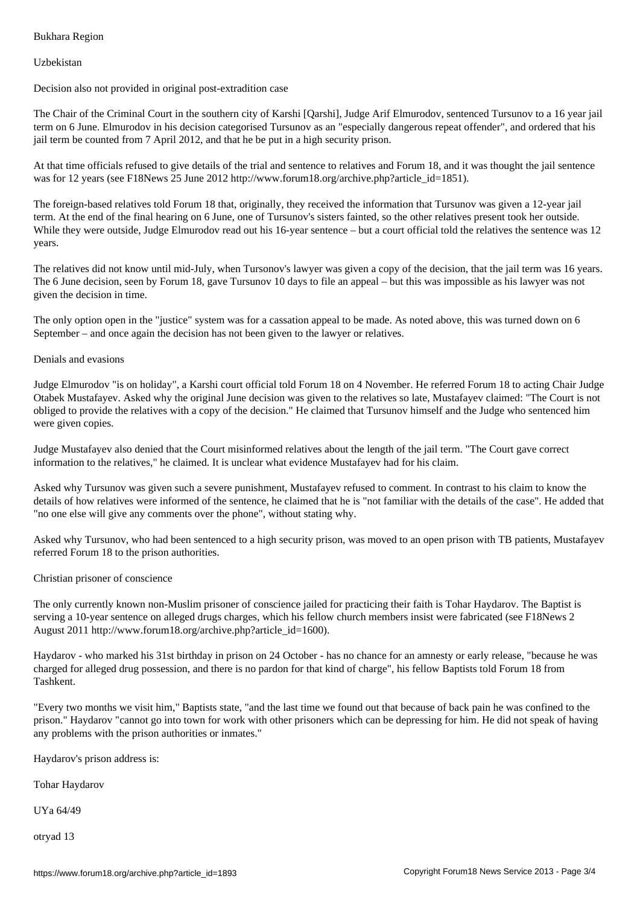Bukhara Region

Uzbekistan

## Decision also not provided in original post-extradition case

The Chair of the Criminal Court in the southern city of Karshi [Qarshi], Judge Arif Elmurodov, sentenced Tursunov to a 16 year jail term on 6 June. Elmurodov in his decision categorised Tursunov as an "especially dangerous repeat offender", and ordered that his jail term be counted from 7 April 2012, and that he be put in a high security prison.

At that time officials refused to give details of the trial and sentence to relatives and Forum 18, and it was thought the jail sentence was for 12 years (see F18News 25 June 2012 http://www.forum18.org/archive.php?article_id=1851).

The foreign-based relatives told Forum 18 that, originally, they received the information that Tursunov was given a 12-year jail term. At the end of the final hearing on 6 June, one of Tursunov's sisters fainted, so the other relatives present took her outside. While they were outside, Judge Elmurodov read out his 16-year sentence – but a court official told the relatives the sentence was 12 years.

The relatives did not know until mid-July, when Tursonov's lawyer was given a copy of the decision, that the jail term was 16 years. The 6 June decision, seen by Forum 18, gave Tursunov 10 days to file an appeal – but this was impossible as his lawyer was not given the decision in time.

The only option open in the "justice" system was for a cassation appeal to be made. As noted above, this was turned down on 6 September – and once again the decision has not been given to the lawyer or relatives.

## Denials and evasions

Judge Elmurodov "is on holiday", a Karshi court official told Forum 18 on 4 November. He referred Forum 18 to acting Chair Judge Otabek Mustafayev. Asked why the original June decision was given to the relatives so late, Mustafayev claimed: "The Court is not obliged to provide the relatives with a copy of the decision." He claimed that Tursunov himself and the Judge who sentenced him were given copies.

Judge Mustafayev also denied that the Court misinformed relatives about the length of the jail term. "The Court gave correct information to the relatives," he claimed. It is unclear what evidence Mustafayev had for his claim.

Asked why Tursunov was given such a severe punishment, Mustafayev refused to comment. In contrast to his claim to know the details of how relatives were informed of the sentence, he claimed that he is "not familiar with the details of the case". He added that "no one else will give any comments over the phone", without stating why.

Asked why Tursunov, who had been sentenced to a high security prison, was moved to an open prison with TB patients, Mustafayev referred Forum 18 to the prison authorities.

## Christian prisoner of conscience

The only currently known non-Muslim prisoner of conscience jailed for practicing their faith is Tohar Haydarov. The Baptist is serving a 10-year sentence on alleged drugs charges, which his fellow church members insist were fabricated (see F18News 2 August 2011 http://www.forum18.org/archive.php?article_id=1600).

Haydarov - who marked his 31st birthday in prison on 24 October - has no chance for an amnesty or early release, "because he was charged for alleged drug possession, and there is no pardon for that kind of charge", his fellow Baptists told Forum 18 from Tashkent.

"Every two months we visit him," Baptists state, "and the last time we found out that because of back pain he was confined to the prison." Haydarov "cannot go into town for work with other prisoners which can be depressing for him. He did not speak of having any problems with the prison authorities or inmates."

Haydarov's prison address is:

Tohar Haydarov

UYa 64/49

otryad 13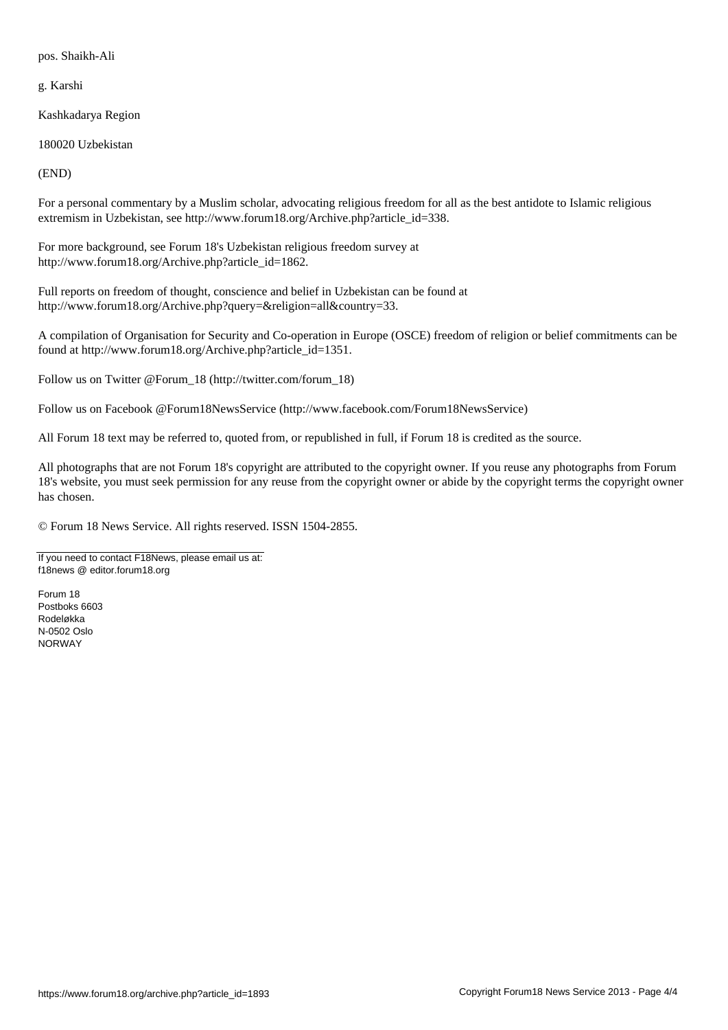pos. Shaikh-Ali

g. Karshi

Kashkadarya Region

180020 Uzbekistan

(END)

For a personal commentary by a Muslim scholar, advocating religious freedom for all as the best antidote to Islamic religious extremism in Uzbekistan, see http://www.forum18.org/Archive.php?article_id=338.

For more background, see Forum 18's Uzbekistan religious freedom survey at http://www.forum18.org/Archive.php?article_id=1862.

Full reports on freedom of thought, conscience and belief in Uzbekistan can be found at http://www.forum18.org/Archive.php?query=&religion=all&country=33.

A compilation of Organisation for Security and Co-operation in Europe (OSCE) freedom of religion or belief commitments can be found at http://www.forum18.org/Archive.php?article_id=1351.

Follow us on Twitter @Forum_18 (http://twitter.com/forum_18)

Follow us on Facebook @Forum18NewsService (http://www.facebook.com/Forum18NewsService)

All Forum 18 text may be referred to, quoted from, or republished in full, if Forum 18 is credited as the source.

All photographs that are not Forum 18's copyright are attributed to the copyright owner. If you reuse any photographs from Forum 18's website, you must seek permission for any reuse from the copyright owner or abide by the copyright terms the copyright owner has chosen.

© Forum 18 News Service. All rights reserved. ISSN 1504-2855.

If you need to contact F18News, please email us at:
f18news @ editor.forum18.org

Forum 18
Postboks 6603
Rodeløkka
N-0502 Oslo
NORWAY